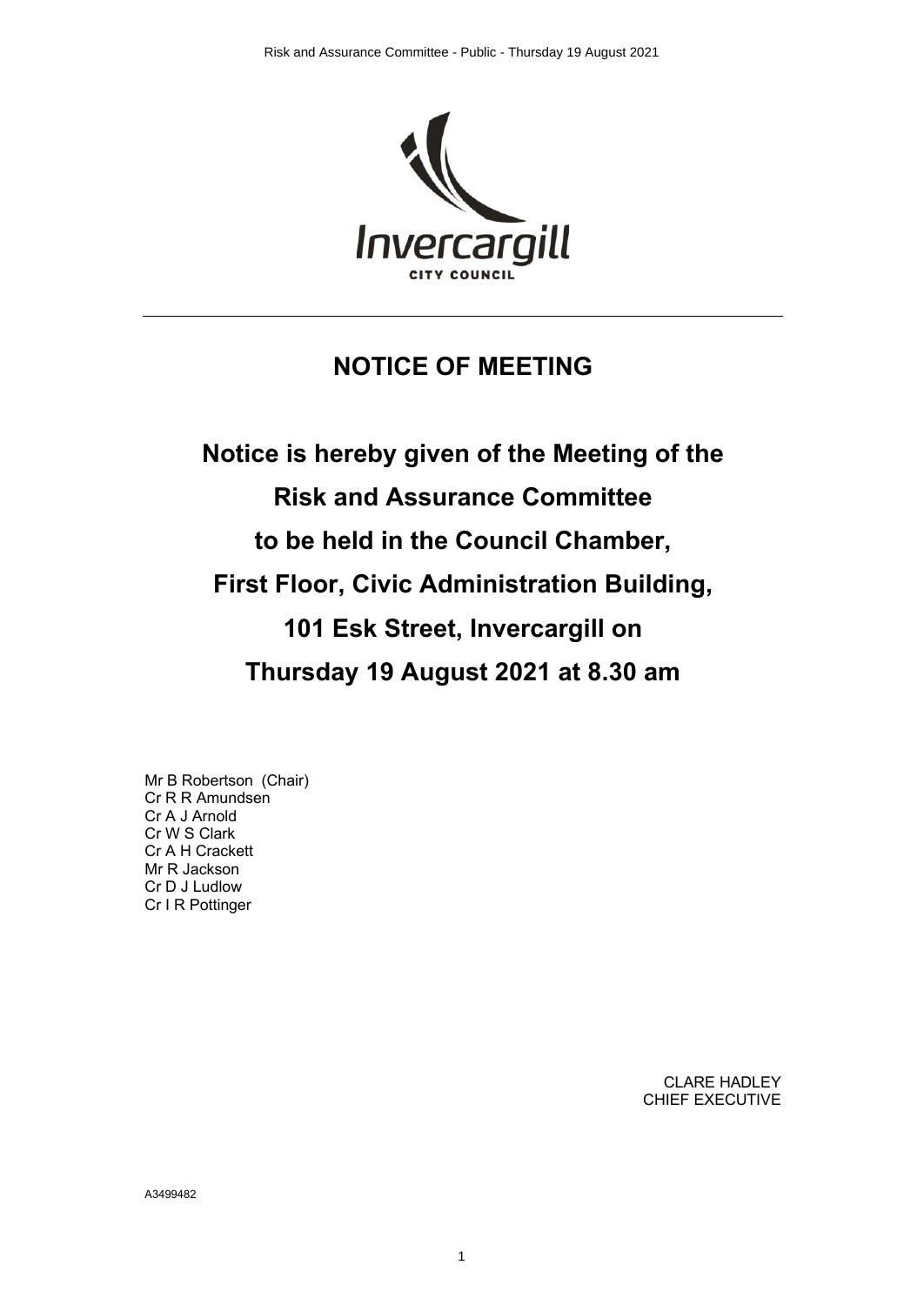# NOTICE OF MEETING

**Notice is hereby given of the Meeting of the**

**Risk and Assurance Committee**

**to be held in the Council Chamber,**

**First Floor, Civic Administration Building,**

**101 Esk Street, Invercargill on**

**Thursday 19 August 2021 at 8.30 am**

Mr B Robertson (Chair)
Cr R R Amundsen
Cr A J Arnold
Cr W S Clark
Cr A H Crackett
Mr R Jackson
Cr D J Ludlow
Cr I R Pottinger

CLARE HADLEY
CHIEF EXECUTIVE

A3499482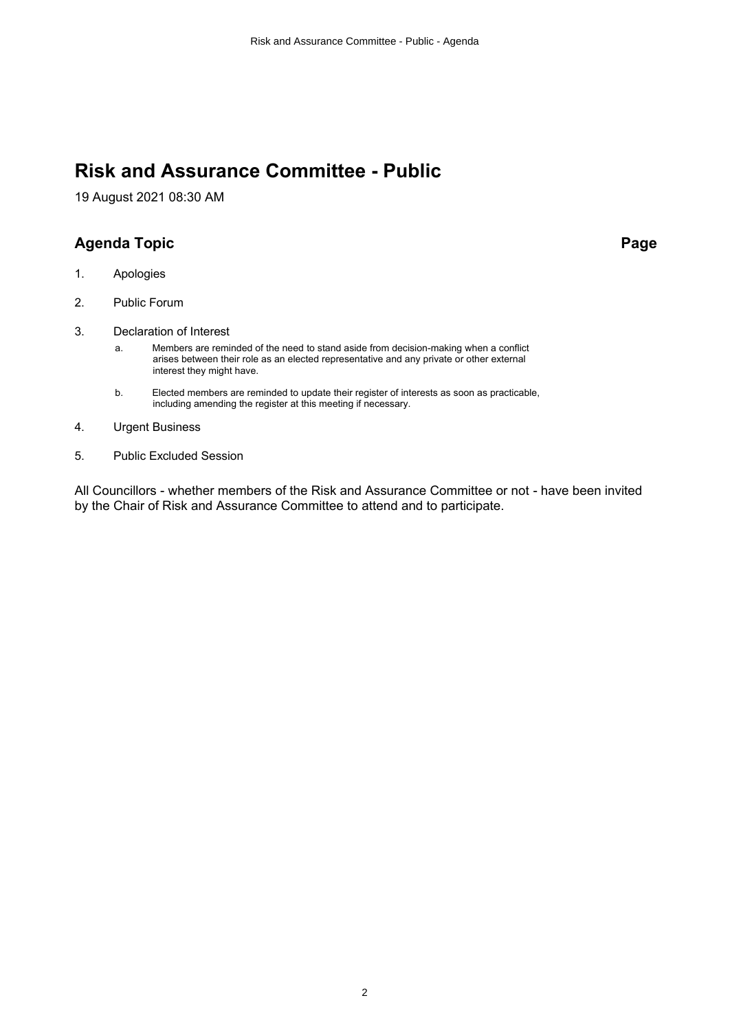# Risk and Assurance Committee - Public

19 August 2021 08:30 AM

## Agenda Topic **Page**

1. Apologies
2. Public Forum
3. Declaration of Interest
   - a. Members are reminded of the need to stand aside from decision-making when a conflict arises between their role as an elected representative and any private or other external interest they might have.
   - b. Elected members are reminded to update their register of interests as soon as practicable, including amending the register at this meeting if necessary.
4. Urgent Business
5. Public Excluded Session

All Councillors - whether members of the Risk and Assurance Committee or not - have been invited by the Chair of Risk and Assurance Committee to attend and to participate.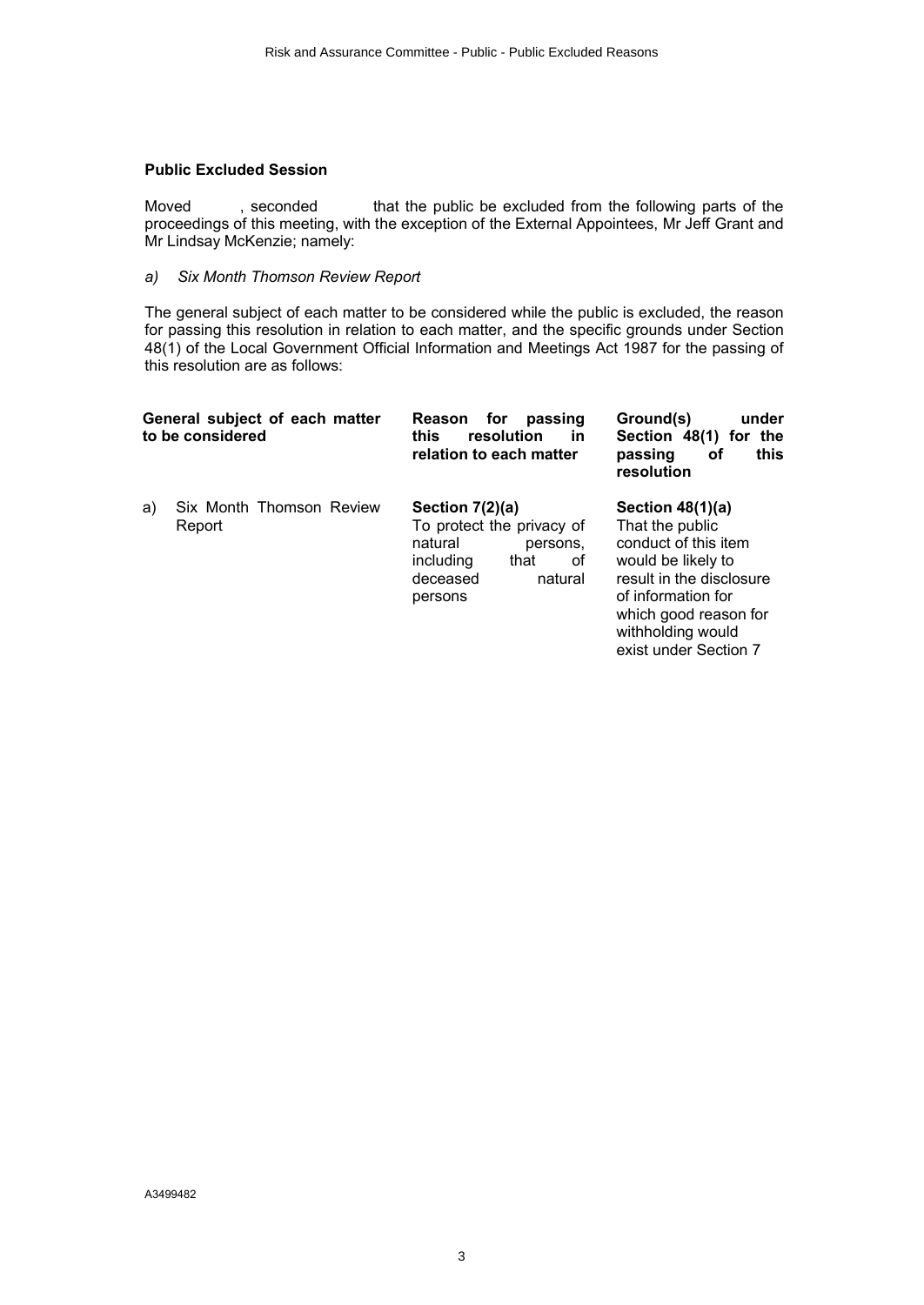**Public Excluded Session**

Moved , seconded that the public be excluded from the following parts of the proceedings of this meeting, with the exception of the External Appointees, Mr Jeff Grant and Mr Lindsay McKenzie; namely:

*a) Six Month Thomson Review Report*

The general subject of each matter to be considered while the public is excluded, the reason for passing this resolution in relation to each matter, and the specific grounds under Section 48(1) of the Local Government Official Information and Meetings Act 1987 for the passing of this resolution are as follows:

| General subject of each matter to be considered | Reason for passing this resolution in relation to each matter | Ground(s) under Section 48(1) for the passing of this resolution |
|---|---|---|
| a) Six Month Thomson Review Report | **Section 7(2)(a)** To protect the privacy of natural persons, including that of deceased natural persons | **Section 48(1)(a)** That the public conduct of this item would be likely to result in the disclosure of information for which good reason for withholding would exist under Section 7 |

A3499482